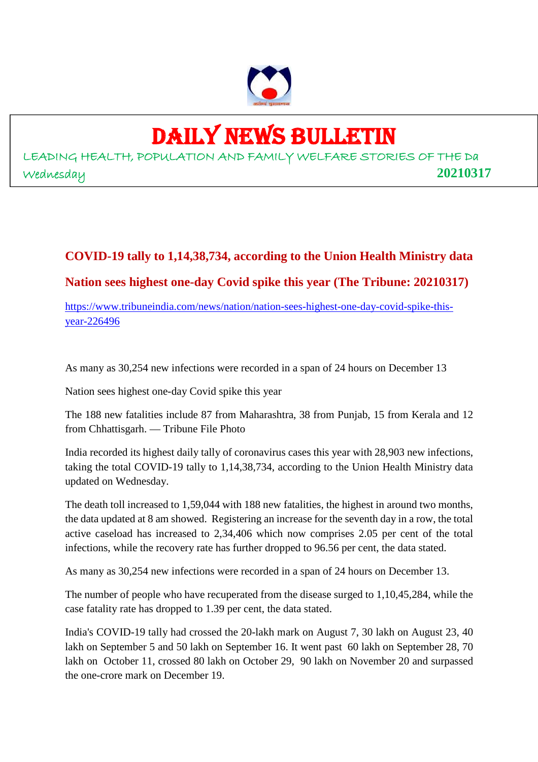# DAILY NEWS BULLETIN

LEADING HEALTH, POPULATION AND FAMILY WELFARE STORIES OF THE Da

Wednesday **20210317**

## COVID-19 tally to 1,14,38,734, according to the Union Health Ministry data

## Nation sees highest one-day Covid spike this year (The Tribune: 20210317)

https://www.tribuneindia.com/news/nation/nation-sees-highest-one-day-covid-spike-this-year-226496

As many as 30,254 new infections were recorded in a span of 24 hours on December 13

Nation sees highest one-day Covid spike this year

The 188 new fatalities include 87 from Maharashtra, 38 from Punjab, 15 from Kerala and 12 from Chhattisgarh. — Tribune File Photo

India recorded its highest daily tally of coronavirus cases this year with 28,903 new infections, taking the total COVID-19 tally to 1,14,38,734, according to the Union Health Ministry data updated on Wednesday.

The death toll increased to 1,59,044 with 188 new fatalities, the highest in around two months, the data updated at 8 am showed. Registering an increase for the seventh day in a row, the total active caseload has increased to 2,34,406 which now comprises 2.05 per cent of the total infections, while the recovery rate has further dropped to 96.56 per cent, the data stated.

As many as 30,254 new infections were recorded in a span of 24 hours on December 13.

The number of people who have recuperated from the disease surged to 1,10,45,284, while the case fatality rate has dropped to 1.39 per cent, the data stated.

India's COVID-19 tally had crossed the 20-lakh mark on August 7, 30 lakh on August 23, 40 lakh on September 5 and 50 lakh on September 16. It went past 60 lakh on September 28, 70 lakh on October 11, crossed 80 lakh on October 29, 90 lakh on November 20 and surpassed the one-crore mark on December 19.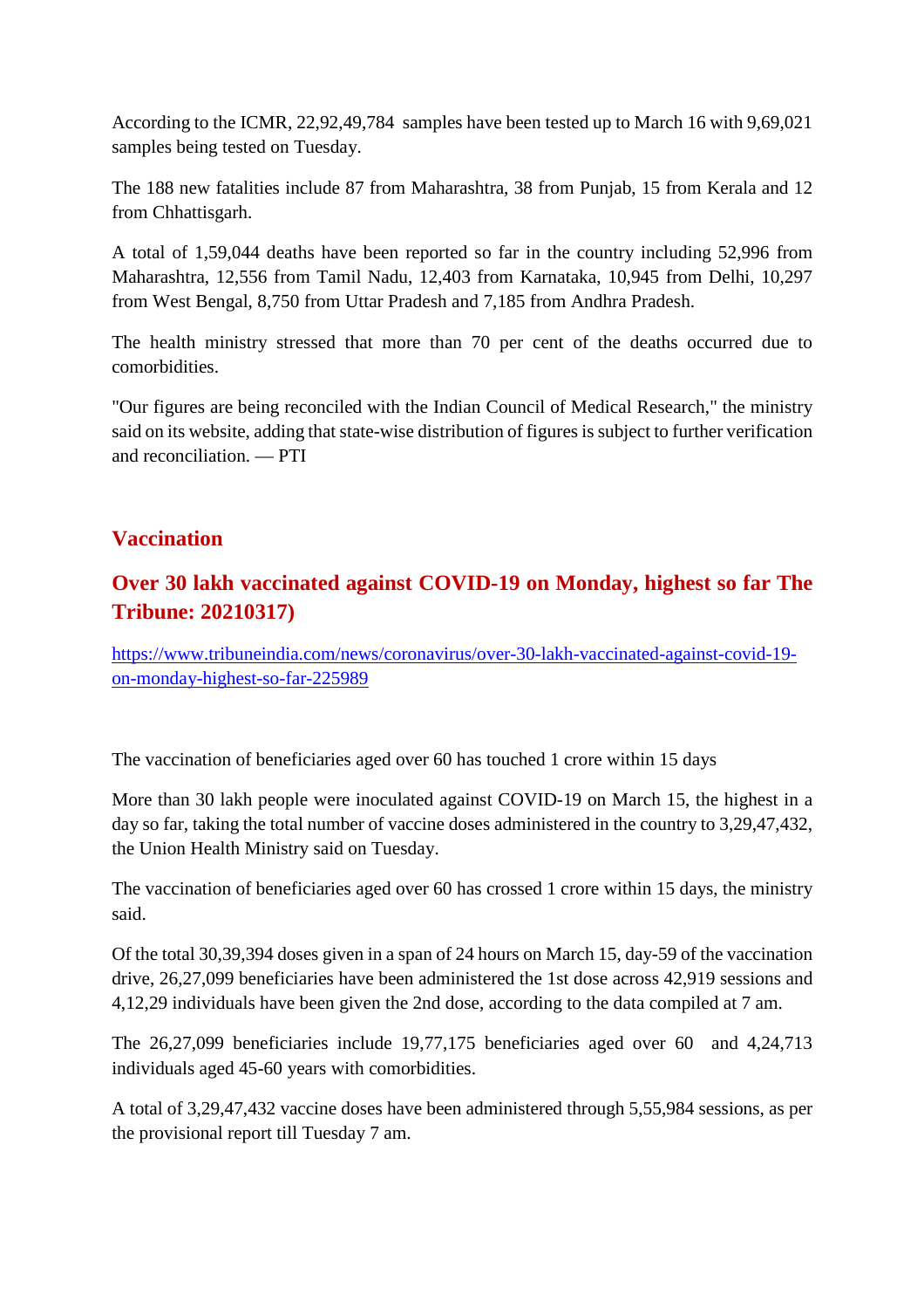According to the ICMR, 22,92,49,784 samples have been tested up to March 16 with 9,69,021 samples being tested on Tuesday.

The 188 new fatalities include 87 from Maharashtra, 38 from Punjab, 15 from Kerala and 12 from Chhattisgarh.

A total of 1,59,044 deaths have been reported so far in the country including 52,996 from Maharashtra, 12,556 from Tamil Nadu, 12,403 from Karnataka, 10,945 from Delhi, 10,297 from West Bengal, 8,750 from Uttar Pradesh and 7,185 from Andhra Pradesh.

The health ministry stressed that more than 70 per cent of the deaths occurred due to comorbidities.

"Our figures are being reconciled with the Indian Council of Medical Research," the ministry said on its website, adding that state-wise distribution of figures is subject to further verification and reconciliation. — PTI

## Vaccination

### Over 30 lakh vaccinated against COVID-19 on Monday, highest so far The Tribune: 20210317)

https://www.tribuneindia.com/news/coronavirus/over-30-lakh-vaccinated-against-covid-19-on-monday-highest-so-far-225989

The vaccination of beneficiaries aged over 60 has touched 1 crore within 15 days

More than 30 lakh people were inoculated against COVID-19 on March 15, the highest in a day so far, taking the total number of vaccine doses administered in the country to 3,29,47,432, the Union Health Ministry said on Tuesday.

The vaccination of beneficiaries aged over 60 has crossed 1 crore within 15 days, the ministry said.

Of the total 30,39,394 doses given in a span of 24 hours on March 15, day-59 of the vaccination drive, 26,27,099 beneficiaries have been administered the 1st dose across 42,919 sessions and 4,12,29 individuals have been given the 2nd dose, according to the data compiled at 7 am.

The 26,27,099 beneficiaries include 19,77,175 beneficiaries aged over 60 and 4,24,713 individuals aged 45-60 years with comorbidities.

A total of 3,29,47,432 vaccine doses have been administered through 5,55,984 sessions, as per the provisional report till Tuesday 7 am.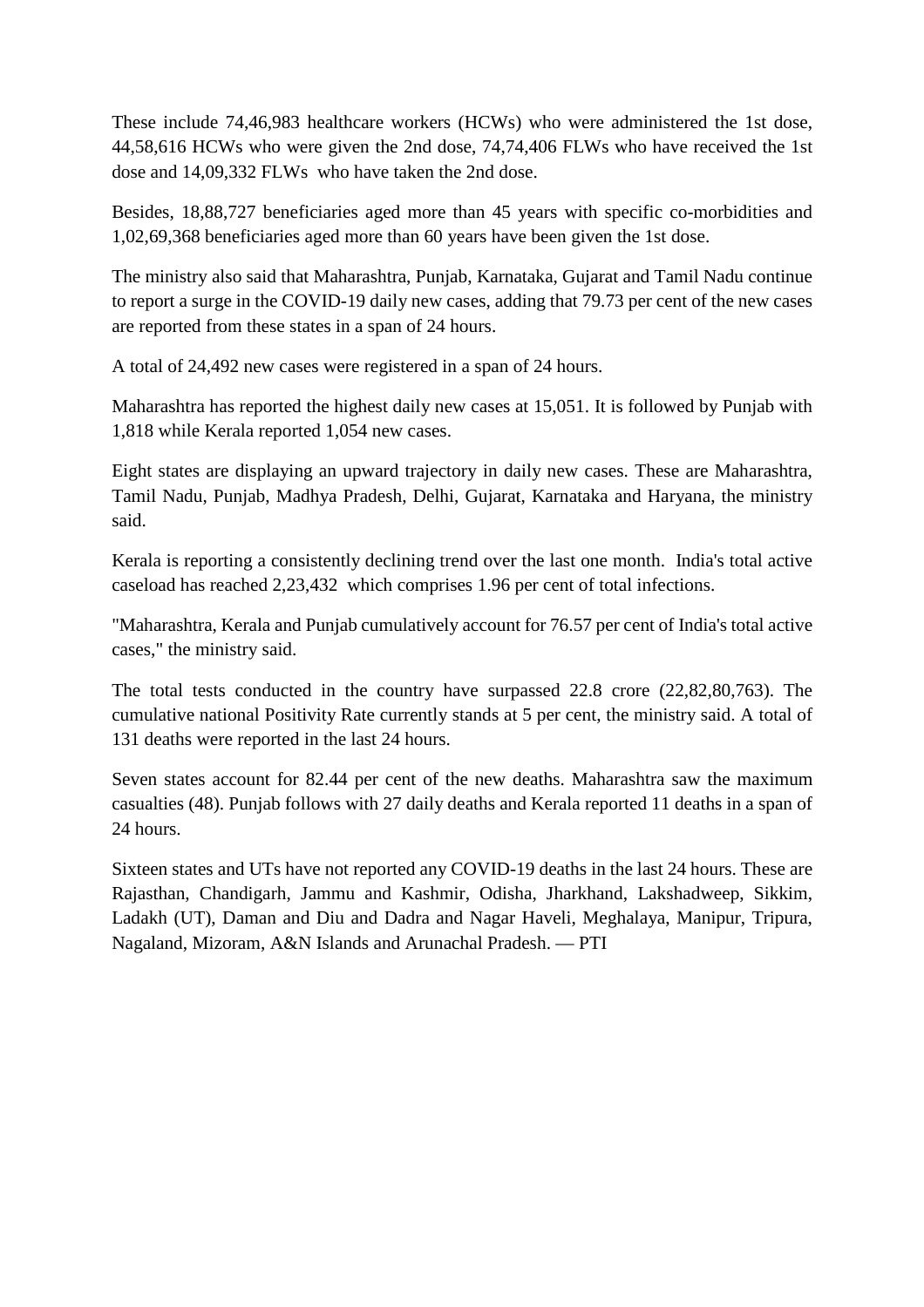These include 74,46,983 healthcare workers (HCWs) who were administered the 1st dose, 44,58,616 HCWs who were given the 2nd dose, 74,74,406 FLWs who have received the 1st dose and 14,09,332 FLWs who have taken the 2nd dose.

Besides, 18,88,727 beneficiaries aged more than 45 years with specific co-morbidities and 1,02,69,368 beneficiaries aged more than 60 years have been given the 1st dose.

The ministry also said that Maharashtra, Punjab, Karnataka, Gujarat and Tamil Nadu continue to report a surge in the COVID-19 daily new cases, adding that 79.73 per cent of the new cases are reported from these states in a span of 24 hours.

A total of 24,492 new cases were registered in a span of 24 hours.

Maharashtra has reported the highest daily new cases at 15,051. It is followed by Punjab with 1,818 while Kerala reported 1,054 new cases.

Eight states are displaying an upward trajectory in daily new cases. These are Maharashtra, Tamil Nadu, Punjab, Madhya Pradesh, Delhi, Gujarat, Karnataka and Haryana, the ministry said.

Kerala is reporting a consistently declining trend over the last one month. India's total active caseload has reached 2,23,432 which comprises 1.96 per cent of total infections.

"Maharashtra, Kerala and Punjab cumulatively account for 76.57 per cent of India's total active cases," the ministry said.

The total tests conducted in the country have surpassed 22.8 crore (22,82,80,763). The cumulative national Positivity Rate currently stands at 5 per cent, the ministry said. A total of 131 deaths were reported in the last 24 hours.

Seven states account for 82.44 per cent of the new deaths. Maharashtra saw the maximum casualties (48). Punjab follows with 27 daily deaths and Kerala reported 11 deaths in a span of 24 hours.

Sixteen states and UTs have not reported any COVID-19 deaths in the last 24 hours. These are Rajasthan, Chandigarh, Jammu and Kashmir, Odisha, Jharkhand, Lakshadweep, Sikkim, Ladakh (UT), Daman and Diu and Dadra and Nagar Haveli, Meghalaya, Manipur, Tripura, Nagaland, Mizoram, A&N Islands and Arunachal Pradesh. — PTI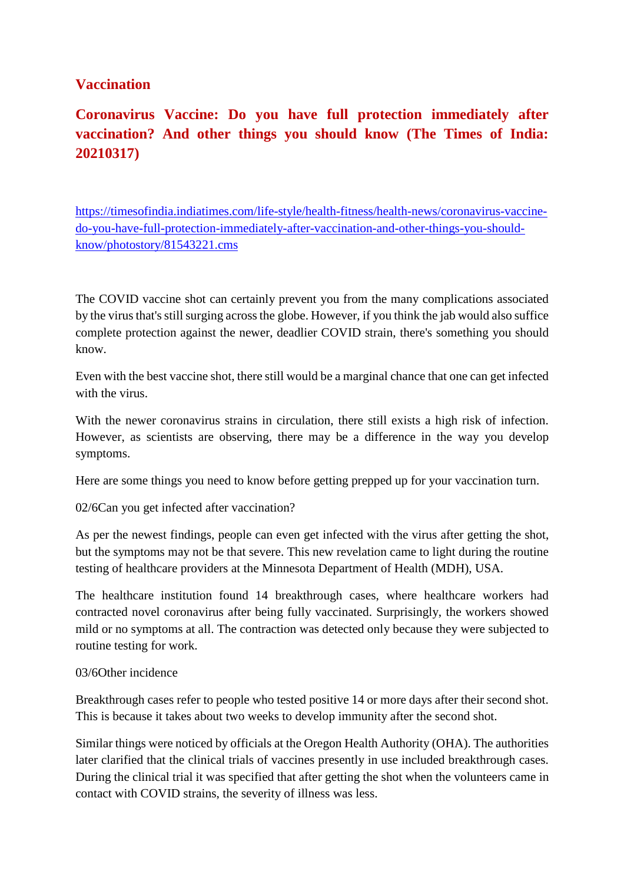## Vaccination

### Coronavirus Vaccine: Do you have full protection immediately after vaccination? And other things you should know (The Times of India: 20210317)

https://timesofindia.indiatimes.com/life-style/health-fitness/health-news/coronavirus-vaccine-do-you-have-full-protection-immediately-after-vaccination-and-other-things-you-should-know/photostory/81543221.cms

The COVID vaccine shot can certainly prevent you from the many complications associated by the virus that's still surging across the globe. However, if you think the jab would also suffice complete protection against the newer, deadlier COVID strain, there's something you should know.

Even with the best vaccine shot, there still would be a marginal chance that one can get infected with the virus.

With the newer coronavirus strains in circulation, there still exists a high risk of infection. However, as scientists are observing, there may be a difference in the way you develop symptoms.

Here are some things you need to know before getting prepped up for your vaccination turn.

02/6Can you get infected after vaccination?

As per the newest findings, people can even get infected with the virus after getting the shot, but the symptoms may not be that severe. This new revelation came to light during the routine testing of healthcare providers at the Minnesota Department of Health (MDH), USA.

The healthcare institution found 14 breakthrough cases, where healthcare workers had contracted novel coronavirus after being fully vaccinated. Surprisingly, the workers showed mild or no symptoms at all. The contraction was detected only because they were subjected to routine testing for work.

03/6Other incidence

Breakthrough cases refer to people who tested positive 14 or more days after their second shot. This is because it takes about two weeks to develop immunity after the second shot.

Similar things were noticed by officials at the Oregon Health Authority (OHA). The authorities later clarified that the clinical trials of vaccines presently in use included breakthrough cases. During the clinical trial it was specified that after getting the shot when the volunteers came in contact with COVID strains, the severity of illness was less.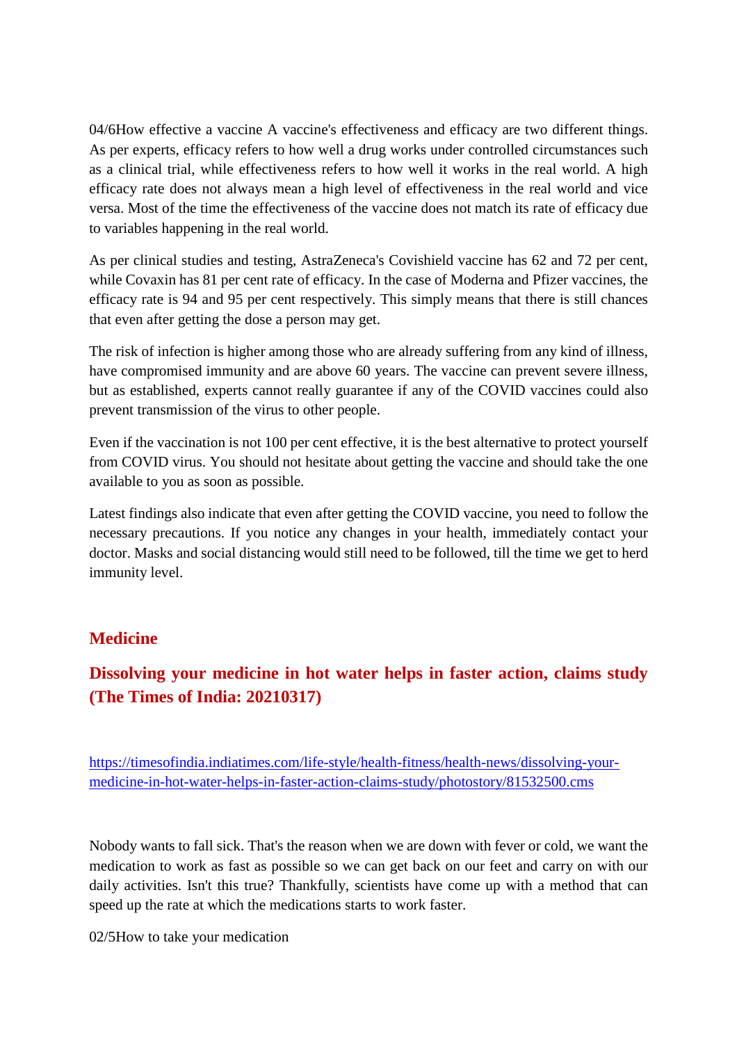04/6How effective a vaccine A vaccine's effectiveness and efficacy are two different things. As per experts, efficacy refers to how well a drug works under controlled circumstances such as a clinical trial, while effectiveness refers to how well it works in the real world. A high efficacy rate does not always mean a high level of effectiveness in the real world and vice versa. Most of the time the effectiveness of the vaccine does not match its rate of efficacy due to variables happening in the real world.

As per clinical studies and testing, AstraZeneca's Covishield vaccine has 62 and 72 per cent, while Covaxin has 81 per cent rate of efficacy. In the case of Moderna and Pfizer vaccines, the efficacy rate is 94 and 95 per cent respectively. This simply means that there is still chances that even after getting the dose a person may get.

The risk of infection is higher among those who are already suffering from any kind of illness, have compromised immunity and are above 60 years. The vaccine can prevent severe illness, but as established, experts cannot really guarantee if any of the COVID vaccines could also prevent transmission of the virus to other people.

Even if the vaccination is not 100 per cent effective, it is the best alternative to protect yourself from COVID virus. You should not hesitate about getting the vaccine and should take the one available to you as soon as possible.

Latest findings also indicate that even after getting the COVID vaccine, you need to follow the necessary precautions. If you notice any changes in your health, immediately contact your doctor. Masks and social distancing would still need to be followed, till the time we get to herd immunity level.

## Medicine

### Dissolving your medicine in hot water helps in faster action, claims study (The Times of India: 20210317)

https://timesofindia.indiatimes.com/life-style/health-fitness/health-news/dissolving-your-medicine-in-hot-water-helps-in-faster-action-claims-study/photostory/81532500.cms

Nobody wants to fall sick. That's the reason when we are down with fever or cold, we want the medication to work as fast as possible so we can get back on our feet and carry on with our daily activities. Isn't this true? Thankfully, scientists have come up with a method that can speed up the rate at which the medications starts to work faster.

02/5How to take your medication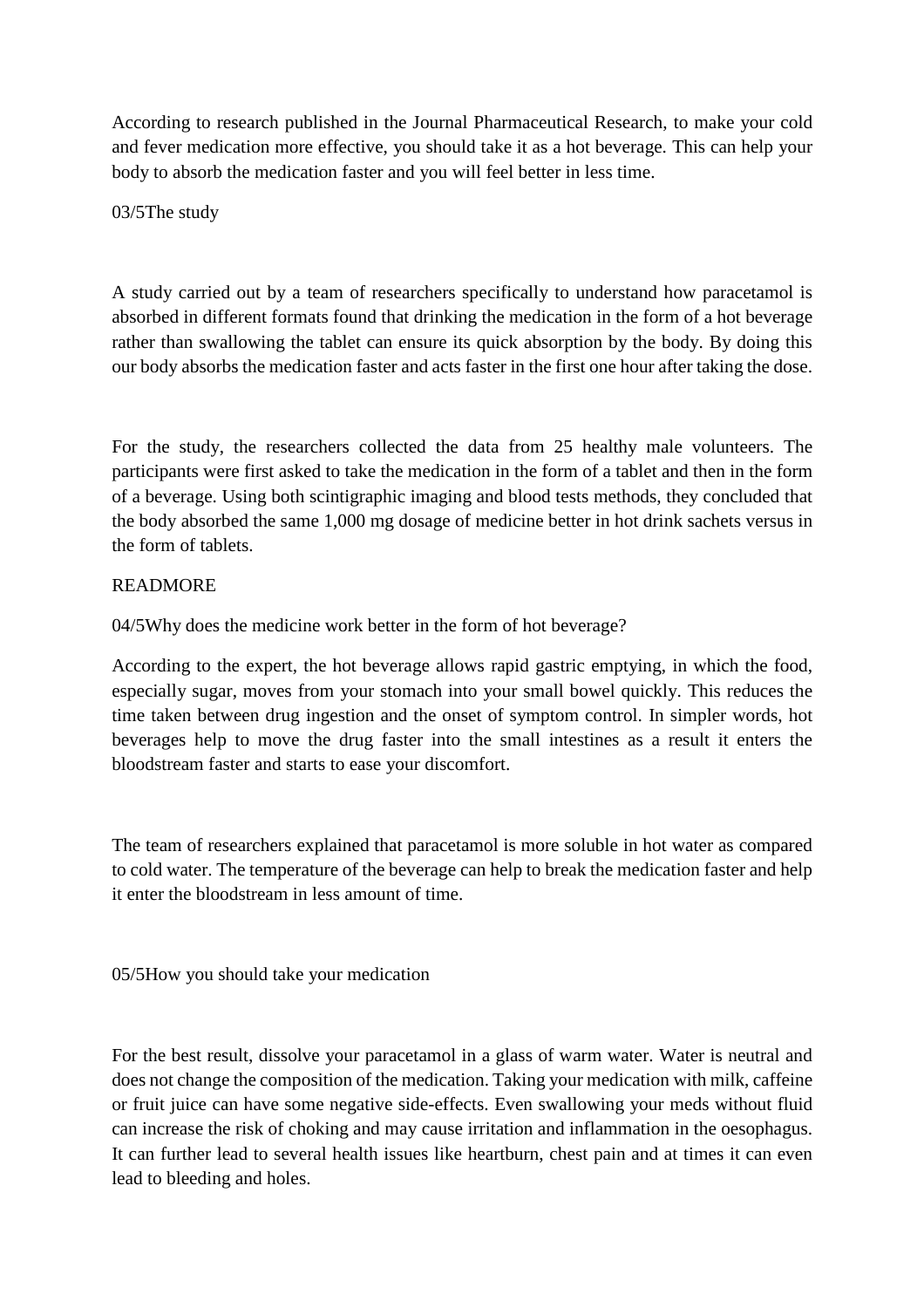According to research published in the Journal Pharmaceutical Research, to make your cold and fever medication more effective, you should take it as a hot beverage. This can help your body to absorb the medication faster and you will feel better in less time.

## 03/5The study

A study carried out by a team of researchers specifically to understand how paracetamol is absorbed in different formats found that drinking the medication in the form of a hot beverage rather than swallowing the tablet can ensure its quick absorption by the body. By doing this our body absorbs the medication faster and acts faster in the first one hour after taking the dose.

For the study, the researchers collected the data from 25 healthy male volunteers. The participants were first asked to take the medication in the form of a tablet and then in the form of a beverage. Using both scintigraphic imaging and blood tests methods, they concluded that the body absorbed the same 1,000 mg dosage of medicine better in hot drink sachets versus in the form of tablets.

READMORE

## 04/5Why does the medicine work better in the form of hot beverage?

According to the expert, the hot beverage allows rapid gastric emptying, in which the food, especially sugar, moves from your stomach into your small bowel quickly. This reduces the time taken between drug ingestion and the onset of symptom control. In simpler words, hot beverages help to move the drug faster into the small intestines as a result it enters the bloodstream faster and starts to ease your discomfort.

The team of researchers explained that paracetamol is more soluble in hot water as compared to cold water. The temperature of the beverage can help to break the medication faster and help it enter the bloodstream in less amount of time.

## 05/5How you should take your medication

For the best result, dissolve your paracetamol in a glass of warm water. Water is neutral and does not change the composition of the medication. Taking your medication with milk, caffeine or fruit juice can have some negative side-effects. Even swallowing your meds without fluid can increase the risk of choking and may cause irritation and inflammation in the oesophagus. It can further lead to several health issues like heartburn, chest pain and at times it can even lead to bleeding and holes.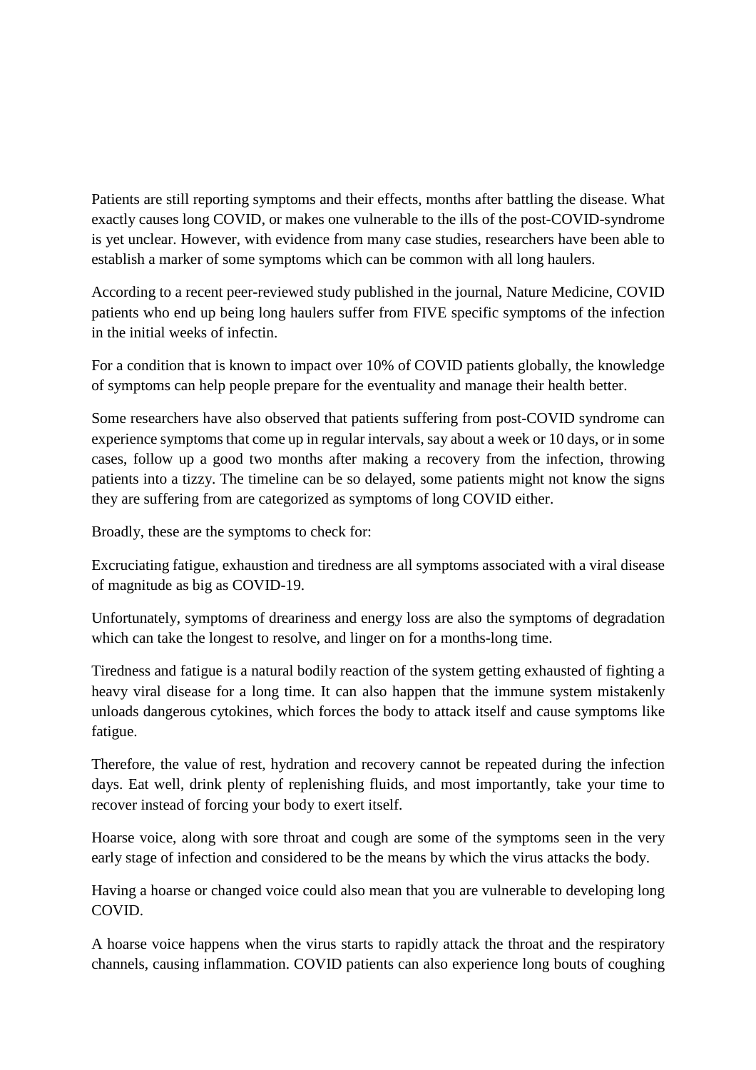Patients are still reporting symptoms and their effects, months after battling the disease. What exactly causes long COVID, or makes one vulnerable to the ills of the post-COVID-syndrome is yet unclear. However, with evidence from many case studies, researchers have been able to establish a marker of some symptoms which can be common with all long haulers.

According to a recent peer-reviewed study published in the journal, Nature Medicine, COVID patients who end up being long haulers suffer from FIVE specific symptoms of the infection in the initial weeks of infectin.

For a condition that is known to impact over 10% of COVID patients globally, the knowledge of symptoms can help people prepare for the eventuality and manage their health better.

Some researchers have also observed that patients suffering from post-COVID syndrome can experience symptoms that come up in regular intervals, say about a week or 10 days, or in some cases, follow up a good two months after making a recovery from the infection, throwing patients into a tizzy. The timeline can be so delayed, some patients might not know the signs they are suffering from are categorized as symptoms of long COVID either.

Broadly, these are the symptoms to check for:

Excruciating fatigue, exhaustion and tiredness are all symptoms associated with a viral disease of magnitude as big as COVID-19.

Unfortunately, symptoms of dreariness and energy loss are also the symptoms of degradation which can take the longest to resolve, and linger on for a months-long time.

Tiredness and fatigue is a natural bodily reaction of the system getting exhausted of fighting a heavy viral disease for a long time. It can also happen that the immune system mistakenly unloads dangerous cytokines, which forces the body to attack itself and cause symptoms like fatigue.

Therefore, the value of rest, hydration and recovery cannot be repeated during the infection days. Eat well, drink plenty of replenishing fluids, and most importantly, take your time to recover instead of forcing your body to exert itself.

Hoarse voice, along with sore throat and cough are some of the symptoms seen in the very early stage of infection and considered to be the means by which the virus attacks the body.

Having a hoarse or changed voice could also mean that you are vulnerable to developing long COVID.

A hoarse voice happens when the virus starts to rapidly attack the throat and the respiratory channels, causing inflammation. COVID patients can also experience long bouts of coughing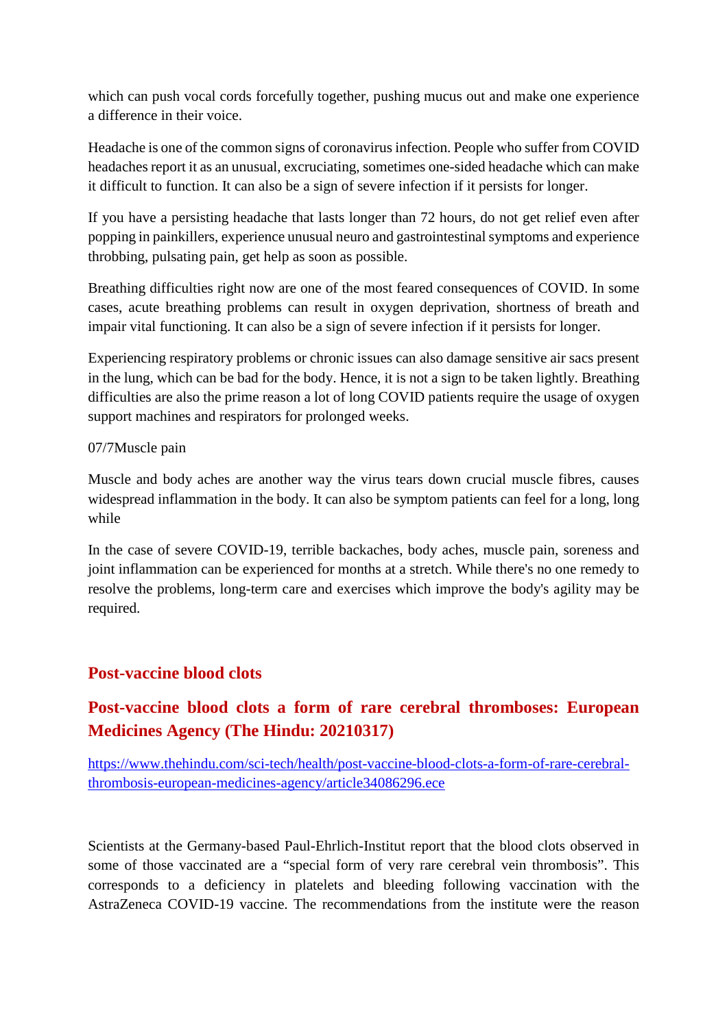which can push vocal cords forcefully together, pushing mucus out and make one experience a difference in their voice.

Headache is one of the common signs of coronavirus infection. People who suffer from COVID headaches report it as an unusual, excruciating, sometimes one-sided headache which can make it difficult to function. It can also be a sign of severe infection if it persists for longer.

If you have a persisting headache that lasts longer than 72 hours, do not get relief even after popping in painkillers, experience unusual neuro and gastrointestinal symptoms and experience throbbing, pulsating pain, get help as soon as possible.

Breathing difficulties right now are one of the most feared consequences of COVID. In some cases, acute breathing problems can result in oxygen deprivation, shortness of breath and impair vital functioning. It can also be a sign of severe infection if it persists for longer.

Experiencing respiratory problems or chronic issues can also damage sensitive air sacs present in the lung, which can be bad for the body. Hence, it is not a sign to be taken lightly. Breathing difficulties are also the prime reason a lot of long COVID patients require the usage of oxygen support machines and respirators for prolonged weeks.

07/7Muscle pain

Muscle and body aches are another way the virus tears down crucial muscle fibres, causes widespread inflammation in the body. It can also be symptom patients can feel for a long, long while

In the case of severe COVID-19, terrible backaches, body aches, muscle pain, soreness and joint inflammation can be experienced for months at a stretch. While there's no one remedy to resolve the problems, long-term care and exercises which improve the body's agility may be required.

## Post-vaccine blood clots

## Post-vaccine blood clots a form of rare cerebral thromboses: European Medicines Agency (The Hindu: 20210317)

https://www.thehindu.com/sci-tech/health/post-vaccine-blood-clots-a-form-of-rare-cerebral-thrombosis-european-medicines-agency/article34086296.ece

Scientists at the Germany-based Paul-Ehrlich-Institut report that the blood clots observed in some of those vaccinated are a "special form of very rare cerebral vein thrombosis". This corresponds to a deficiency in platelets and bleeding following vaccination with the AstraZeneca COVID-19 vaccine. The recommendations from the institute were the reason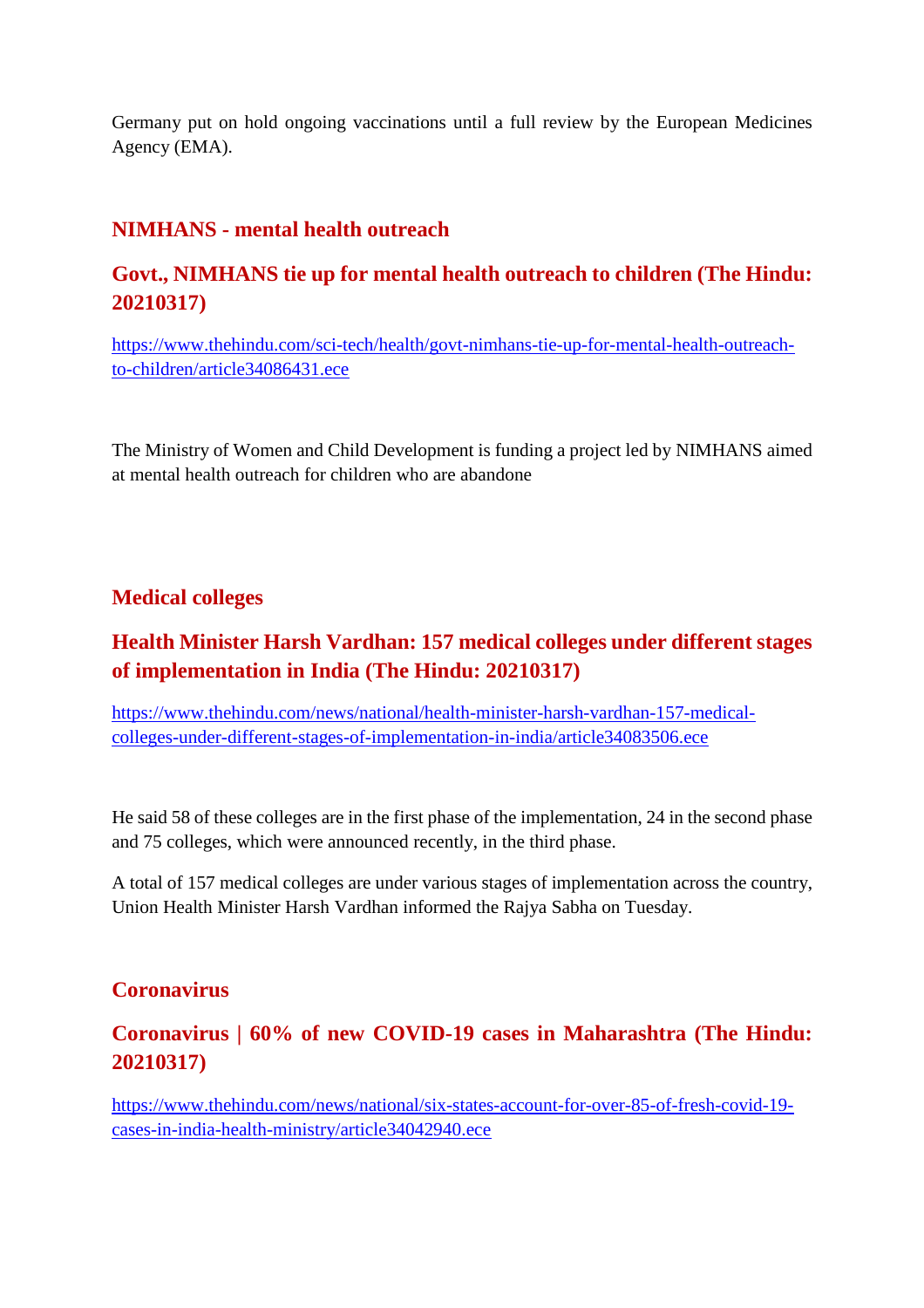Germany put on hold ongoing vaccinations until a full review by the European Medicines Agency (EMA).

## NIMHANS - mental health outreach

## Govt., NIMHANS tie up for mental health outreach to children (The Hindu: 20210317)

https://www.thehindu.com/sci-tech/health/govt-nimhans-tie-up-for-mental-health-outreach-to-children/article34086431.ece

The Ministry of Women and Child Development is funding a project led by NIMHANS aimed at mental health outreach for children who are abandone

## Medical colleges

## Health Minister Harsh Vardhan: 157 medical colleges under different stages of implementation in India (The Hindu: 20210317)

https://www.thehindu.com/news/national/health-minister-harsh-vardhan-157-medical-colleges-under-different-stages-of-implementation-in-india/article34083506.ece

He said 58 of these colleges are in the first phase of the implementation, 24 in the second phase and 75 colleges, which were announced recently, in the third phase.

A total of 157 medical colleges are under various stages of implementation across the country, Union Health Minister Harsh Vardhan informed the Rajya Sabha on Tuesday.

## Coronavirus

## Coronavirus | 60% of new COVID-19 cases in Maharashtra (The Hindu: 20210317)

https://www.thehindu.com/news/national/six-states-account-for-over-85-of-fresh-covid-19-cases-in-india-health-ministry/article34042940.ece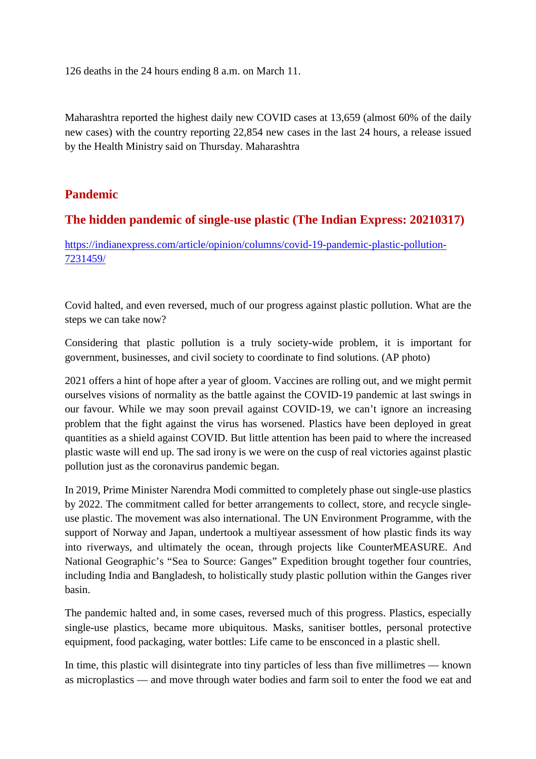126 deaths in the 24 hours ending 8 a.m. on March 11.

Maharashtra reported the highest daily new COVID cases at 13,659 (almost 60% of the daily new cases) with the country reporting 22,854 new cases in the last 24 hours, a release issued by the Health Ministry said on Thursday. Maharashtra

## Pandemic

## The hidden pandemic of single-use plastic (The Indian Express: 20210317)

https://indianexpress.com/article/opinion/columns/covid-19-pandemic-plastic-pollution-7231459/

Covid halted, and even reversed, much of our progress against plastic pollution. What are the steps we can take now?

Considering that plastic pollution is a truly society-wide problem, it is important for government, businesses, and civil society to coordinate to find solutions. (AP photo)

2021 offers a hint of hope after a year of gloom. Vaccines are rolling out, and we might permit ourselves visions of normality as the battle against the COVID-19 pandemic at last swings in our favour. While we may soon prevail against COVID-19, we can't ignore an increasing problem that the fight against the virus has worsened. Plastics have been deployed in great quantities as a shield against COVID. But little attention has been paid to where the increased plastic waste will end up. The sad irony is we were on the cusp of real victories against plastic pollution just as the coronavirus pandemic began.

In 2019, Prime Minister Narendra Modi committed to completely phase out single-use plastics by 2022. The commitment called for better arrangements to collect, store, and recycle single-use plastic. The movement was also international. The UN Environment Programme, with the support of Norway and Japan, undertook a multiyear assessment of how plastic finds its way into riverways, and ultimately the ocean, through projects like CounterMEASURE. And National Geographic's "Sea to Source: Ganges" Expedition brought together four countries, including India and Bangladesh, to holistically study plastic pollution within the Ganges river basin.

The pandemic halted and, in some cases, reversed much of this progress. Plastics, especially single-use plastics, became more ubiquitous. Masks, sanitiser bottles, personal protective equipment, food packaging, water bottles: Life came to be ensconced in a plastic shell.

In time, this plastic will disintegrate into tiny particles of less than five millimetres — known as microplastics — and move through water bodies and farm soil to enter the food we eat and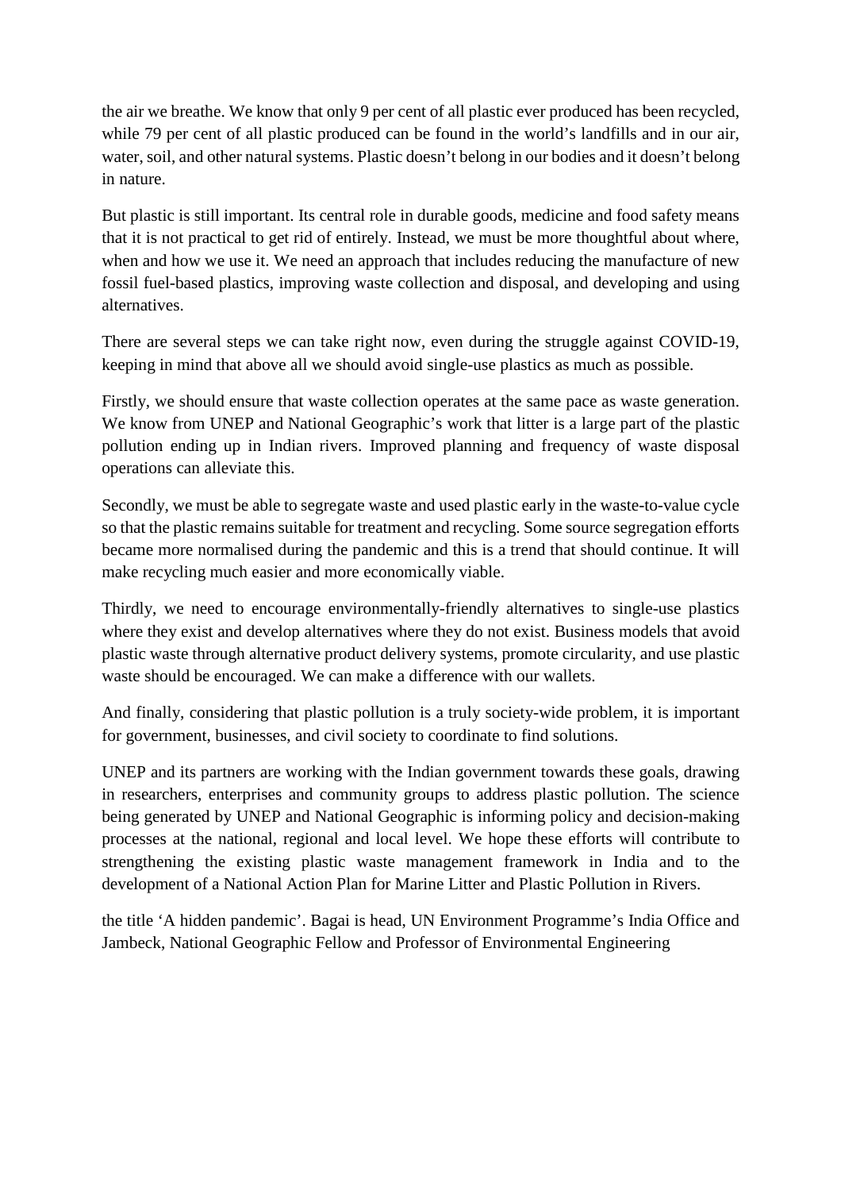the air we breathe. We know that only 9 per cent of all plastic ever produced has been recycled, while 79 per cent of all plastic produced can be found in the world's landfills and in our air, water, soil, and other natural systems. Plastic doesn't belong in our bodies and it doesn't belong in nature.

But plastic is still important. Its central role in durable goods, medicine and food safety means that it is not practical to get rid of entirely. Instead, we must be more thoughtful about where, when and how we use it. We need an approach that includes reducing the manufacture of new fossil fuel-based plastics, improving waste collection and disposal, and developing and using alternatives.

There are several steps we can take right now, even during the struggle against COVID-19, keeping in mind that above all we should avoid single-use plastics as much as possible.

Firstly, we should ensure that waste collection operates at the same pace as waste generation. We know from UNEP and National Geographic's work that litter is a large part of the plastic pollution ending up in Indian rivers. Improved planning and frequency of waste disposal operations can alleviate this.

Secondly, we must be able to segregate waste and used plastic early in the waste-to-value cycle so that the plastic remains suitable for treatment and recycling. Some source segregation efforts became more normalised during the pandemic and this is a trend that should continue. It will make recycling much easier and more economically viable.

Thirdly, we need to encourage environmentally-friendly alternatives to single-use plastics where they exist and develop alternatives where they do not exist. Business models that avoid plastic waste through alternative product delivery systems, promote circularity, and use plastic waste should be encouraged. We can make a difference with our wallets.

And finally, considering that plastic pollution is a truly society-wide problem, it is important for government, businesses, and civil society to coordinate to find solutions.

UNEP and its partners are working with the Indian government towards these goals, drawing in researchers, enterprises and community groups to address plastic pollution. The science being generated by UNEP and National Geographic is informing policy and decision-making processes at the national, regional and local level. We hope these efforts will contribute to strengthening the existing plastic waste management framework in India and to the development of a National Action Plan for Marine Litter and Plastic Pollution in Rivers.

the title 'A hidden pandemic'. Bagai is head, UN Environment Programme's India Office and Jambeck, National Geographic Fellow and Professor of Environmental Engineering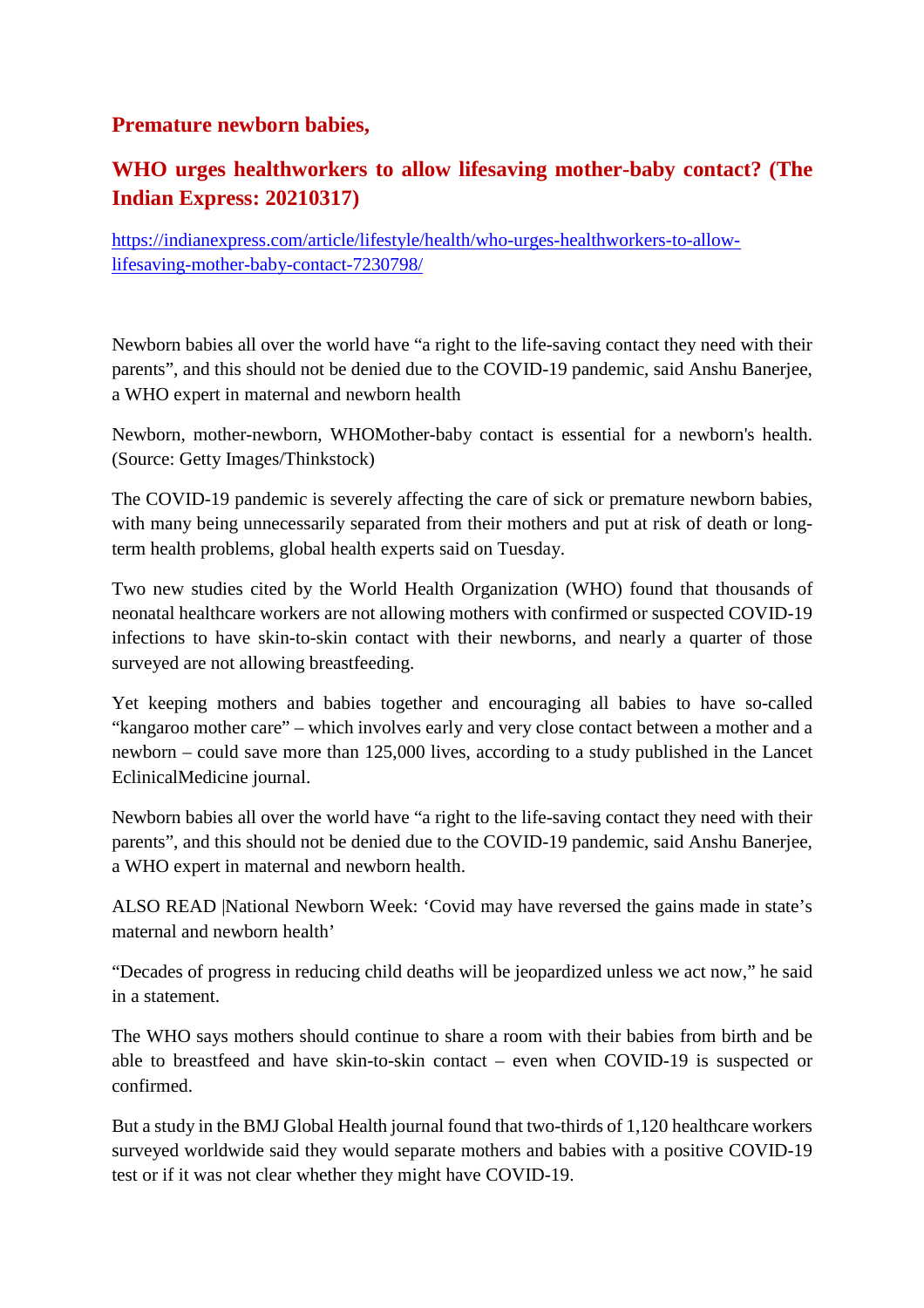## Premature newborn babies,

## WHO urges healthworkers to allow lifesaving mother-baby contact? (The Indian Express: 20210317)

[https://indianexpress.com/article/lifestyle/health/who-urges-healthworkers-to-allow-lifesaving-mother-baby-contact-7230798/](https://indianexpress.com/article/lifestyle/health/who-urges-healthworkers-to-allow-lifesaving-mother-baby-contact-7230798/)

Newborn babies all over the world have "a right to the life-saving contact they need with their parents", and this should not be denied due to the COVID-19 pandemic, said Anshu Banerjee, a WHO expert in maternal and newborn health

Newborn, mother-newborn, WHOMother-baby contact is essential for a newborn's health. (Source: Getty Images/Thinkstock)

The COVID-19 pandemic is severely affecting the care of sick or premature newborn babies, with many being unnecessarily separated from their mothers and put at risk of death or long-term health problems, global health experts said on Tuesday.

Two new studies cited by the World Health Organization (WHO) found that thousands of neonatal healthcare workers are not allowing mothers with confirmed or suspected COVID-19 infections to have skin-to-skin contact with their newborns, and nearly a quarter of those surveyed are not allowing breastfeeding.

Yet keeping mothers and babies together and encouraging all babies to have so-called "kangaroo mother care" – which involves early and very close contact between a mother and a newborn – could save more than 125,000 lives, according to a study published in the Lancet EclinicalMedicine journal.

Newborn babies all over the world have "a right to the life-saving contact they need with their parents", and this should not be denied due to the COVID-19 pandemic, said Anshu Banerjee, a WHO expert in maternal and newborn health.

ALSO READ |National Newborn Week: 'Covid may have reversed the gains made in state's maternal and newborn health'

"Decades of progress in reducing child deaths will be jeopardized unless we act now," he said in a statement.

The WHO says mothers should continue to share a room with their babies from birth and be able to breastfeed and have skin-to-skin contact – even when COVID-19 is suspected or confirmed.

But a study in the BMJ Global Health journal found that two-thirds of 1,120 healthcare workers surveyed worldwide said they would separate mothers and babies with a positive COVID-19 test or if it was not clear whether they might have COVID-19.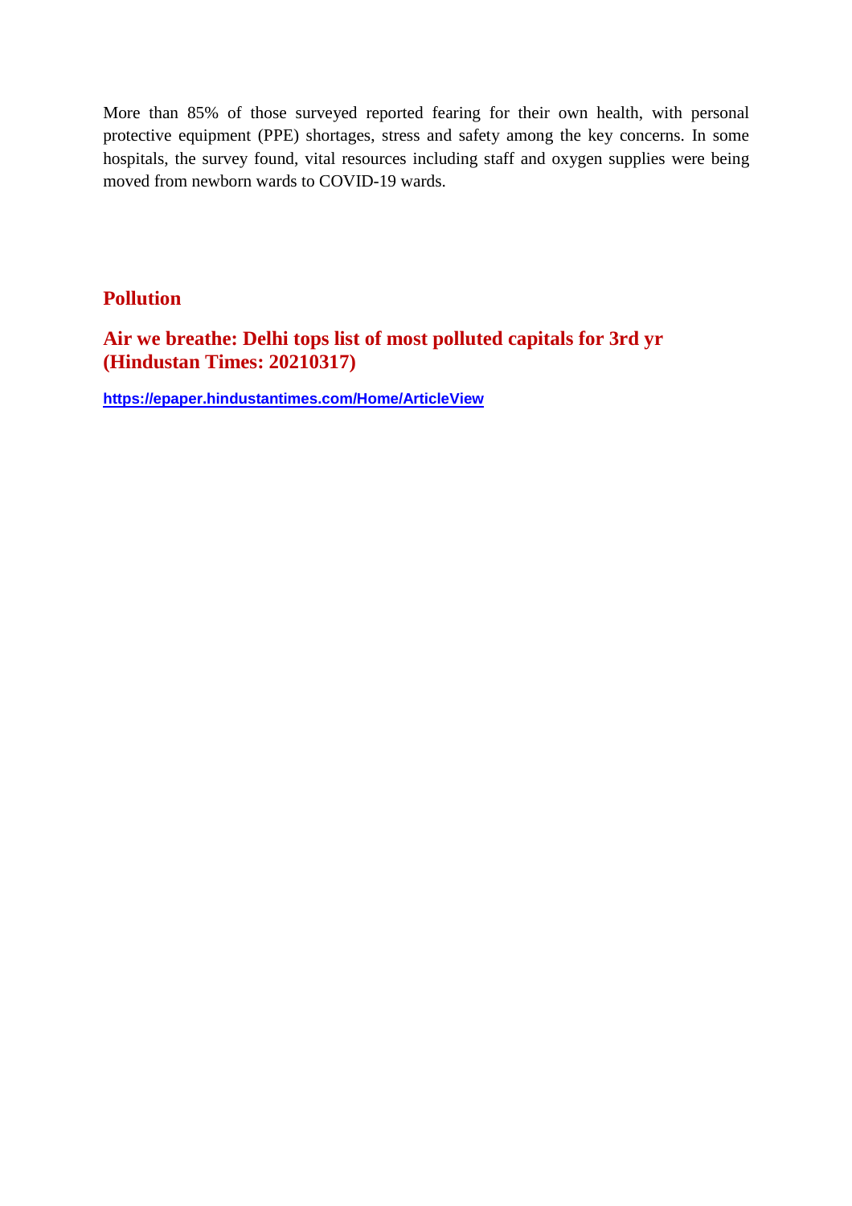More than 85% of those surveyed reported fearing for their own health, with personal protective equipment (PPE) shortages, stress and safety among the key concerns. In some hospitals, the survey found, vital resources including staff and oxygen supplies were being moved from newborn wards to COVID-19 wards.

## Pollution

### Air we breathe: Delhi tops list of most polluted capitals for 3rd yr (Hindustan Times: 20210317)

https://epaper.hindustantimes.com/Home/ArticleView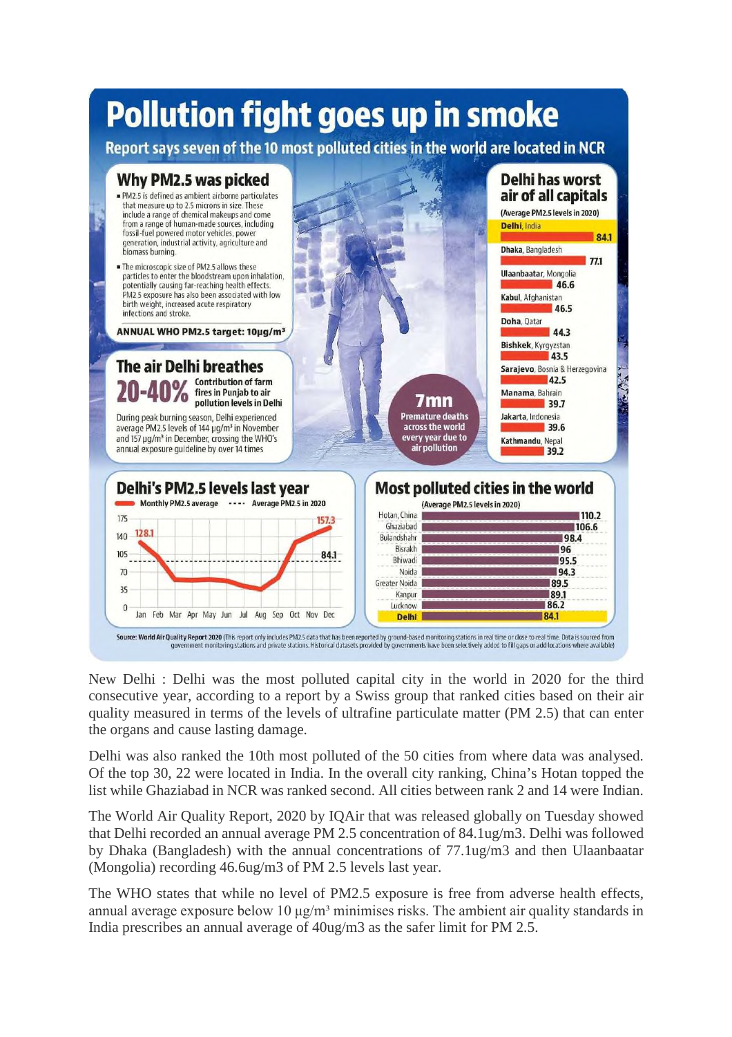# Pollution fight goes up in smoke

**Report says seven of the 10 most polluted cities in the world are located in NCR**

## Why PM2.5 was picked

- PM2.5 is defined as ambient airborne particulates that measure up to 2.5 microns in size. These include a range of chemical makeups and come from a range of human-made sources, including fossil-fuel powered motor vehicles, power generation, industrial activity, agriculture and biomass burning.
- The microscopic size of PM2.5 allows these particles to enter the bloodstream upon inhalation, potentially causing far-reaching health effects. PM2.5 exposure has also been associated with low birth weight, increased acute respiratory infections and stroke.

**ANNUAL WHO PM2.5 target: 10µg/m³**

## The air Delhi breathes

**20-40%** Contribution of farm fires in Punjab to air pollution levels in Delhi

During peak burning season, Delhi experienced average PM2.5 levels of 144 µg/m³ in November and 157 µg/m³ in December, crossing the WHO's annual exposure guideline by over 14 times

**7mn** Premature deaths across the world every year due to air pollution

## Delhi has worst air of all capitals

(Average PM2.5 levels in 2020)

| City | PM2.5 |
|---|---|
| Delhi, India | 84.1 |
| Dhaka, Bangladesh | 77.1 |
| Ulaanbaatar, Mongolia | 46.6 |
| Kabul, Afghanistan | 46.5 |
| Doha, Qatar | 44.3 |
| Bishkek, Kyrgyzstan | 43.5 |
| Sarajevo, Bosnia & Herzegovina | 42.5 |
| Manama, Bahrain | 39.7 |
| Jakarta, Indonesia | 39.6 |
| Kathmandu, Nepal | 39.2 |

## Delhi's PM2.5 levels last year

Monthly PM2.5 average; Average PM2.5 in 2020: 84.1. January: 128.1; December: 157.3.

## Most polluted cities in the world

(Average PM2.5 levels in 2020)

| City | PM2.5 |
|---|---|
| Hotan, China | 110.2 |
| Ghaziabad | 106.6 |
| Bulandshahr | 98.4 |
| Bisrakh | 96 |
| Bhiwadi | 95.5 |
| Noida | 94.3 |
| Greater Noida | 89.5 |
| Kanpur | 89.1 |
| Lucknow | 86.2 |
| Delhi | 84.1 |

Source: World Air Quality Report 2020 (This report only includes PM2.5 data that has been reported by ground-based monitoring stations in real time or close to real time. Data is sourced from government monitoring stations and private stations. Historical datasets provided by governments have been selectively added to fill gaps or add locations where available)

New Delhi : Delhi was the most polluted capital city in the world in 2020 for the third consecutive year, according to a report by a Swiss group that ranked cities based on their air quality measured in terms of the levels of ultrafine particulate matter (PM 2.5) that can enter the organs and cause lasting damage.

Delhi was also ranked the 10th most polluted of the 50 cities from where data was analysed. Of the top 30, 22 were located in India. In the overall city ranking, China's Hotan topped the list while Ghaziabad in NCR was ranked second. All cities between rank 2 and 14 were Indian.

The World Air Quality Report, 2020 by IQAir that was released globally on Tuesday showed that Delhi recorded an annual average PM 2.5 concentration of 84.1ug/m3. Delhi was followed by Dhaka (Bangladesh) with the annual concentrations of 77.1ug/m3 and then Ulaanbaatar (Mongolia) recording 46.6ug/m3 of PM 2.5 levels last year.

The WHO states that while no level of PM2.5 exposure is free from adverse health effects, annual average exposure below 10 µg/m³ minimises risks. The ambient air quality standards in India prescribes an annual average of 40ug/m3 as the safer limit for PM 2.5.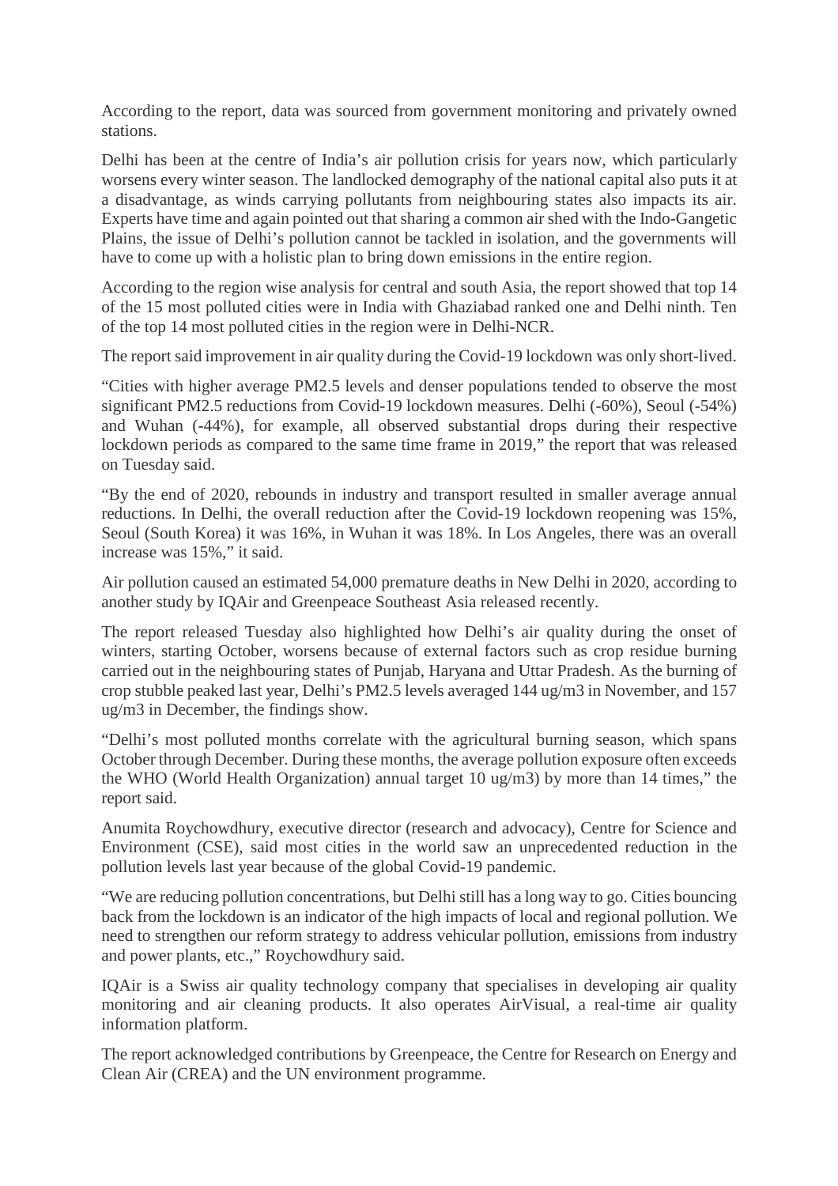According to the report, data was sourced from government monitoring and privately owned stations.

Delhi has been at the centre of India's air pollution crisis for years now, which particularly worsens every winter season. The landlocked demography of the national capital also puts it at a disadvantage, as winds carrying pollutants from neighbouring states also impacts its air. Experts have time and again pointed out that sharing a common air shed with the Indo-Gangetic Plains, the issue of Delhi's pollution cannot be tackled in isolation, and the governments will have to come up with a holistic plan to bring down emissions in the entire region.

According to the region wise analysis for central and south Asia, the report showed that top 14 of the 15 most polluted cities were in India with Ghaziabad ranked one and Delhi ninth. Ten of the top 14 most polluted cities in the region were in Delhi-NCR.

The report said improvement in air quality during the Covid-19 lockdown was only short-lived.

"Cities with higher average PM2.5 levels and denser populations tended to observe the most significant PM2.5 reductions from Covid-19 lockdown measures. Delhi (-60%), Seoul (-54%) and Wuhan (-44%), for example, all observed substantial drops during their respective lockdown periods as compared to the same time frame in 2019," the report that was released on Tuesday said.

"By the end of 2020, rebounds in industry and transport resulted in smaller average annual reductions. In Delhi, the overall reduction after the Covid-19 lockdown reopening was 15%, Seoul (South Korea) it was 16%, in Wuhan it was 18%. In Los Angeles, there was an overall increase was 15%," it said.

Air pollution caused an estimated 54,000 premature deaths in New Delhi in 2020, according to another study by IQAir and Greenpeace Southeast Asia released recently.

The report released Tuesday also highlighted how Delhi's air quality during the onset of winters, starting October, worsens because of external factors such as crop residue burning carried out in the neighbouring states of Punjab, Haryana and Uttar Pradesh. As the burning of crop stubble peaked last year, Delhi's PM2.5 levels averaged 144 ug/m3 in November, and 157 ug/m3 in December, the findings show.

"Delhi's most polluted months correlate with the agricultural burning season, which spans October through December. During these months, the average pollution exposure often exceeds the WHO (World Health Organization) annual target 10 ug/m3) by more than 14 times," the report said.

Anumita Roychowdhury, executive director (research and advocacy), Centre for Science and Environment (CSE), said most cities in the world saw an unprecedented reduction in the pollution levels last year because of the global Covid-19 pandemic.

"We are reducing pollution concentrations, but Delhi still has a long way to go. Cities bouncing back from the lockdown is an indicator of the high impacts of local and regional pollution. We need to strengthen our reform strategy to address vehicular pollution, emissions from industry and power plants, etc.," Roychowdhury said.

IQAir is a Swiss air quality technology company that specialises in developing air quality monitoring and air cleaning products. It also operates AirVisual, a real-time air quality information platform.

The report acknowledged contributions by Greenpeace, the Centre for Research on Energy and Clean Air (CREA) and the UN environment programme.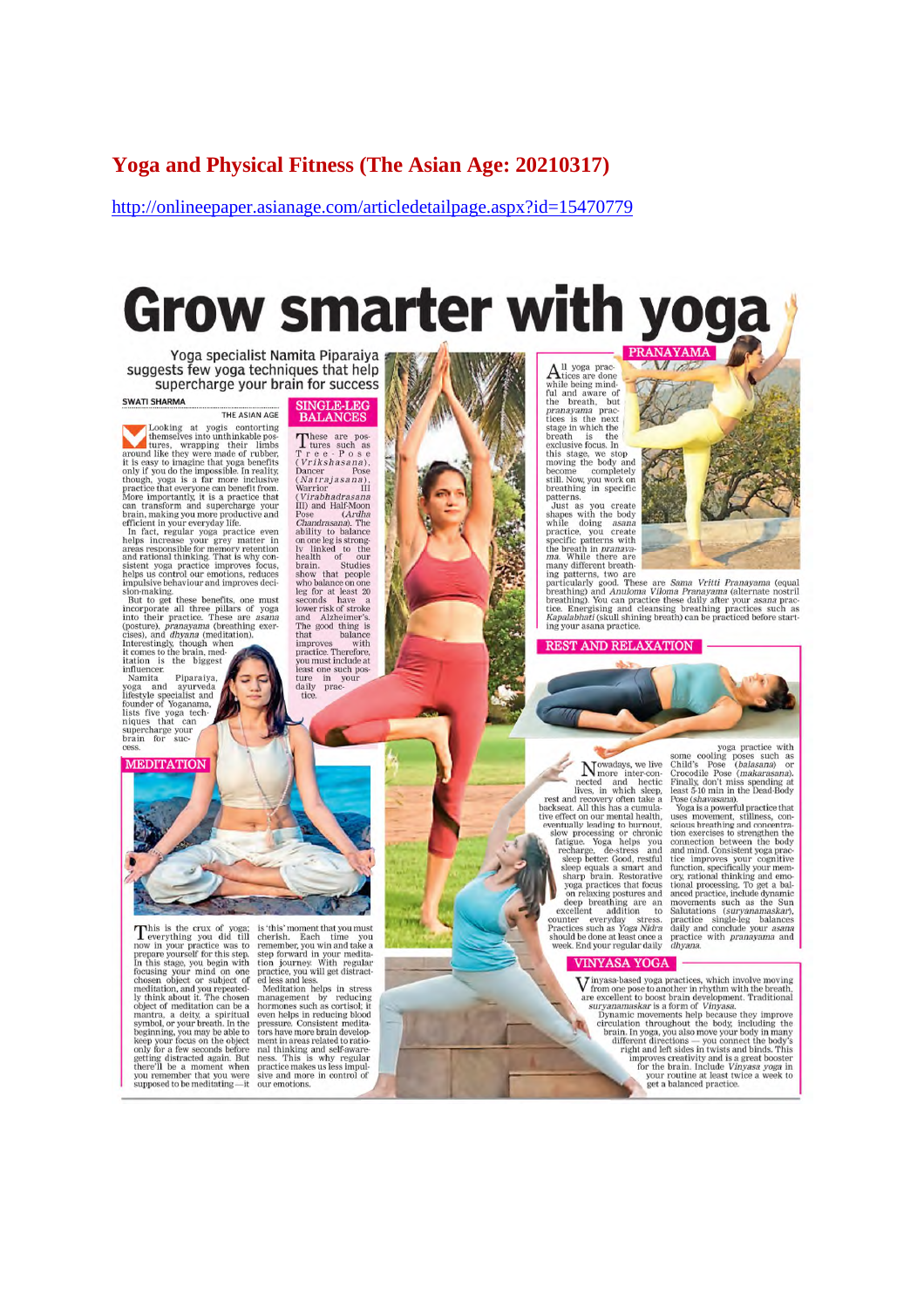# Yoga and Physical Fitness (The Asian Age: 20210317)

http://onlineepaper.asianage.com/articledetailpage.aspx?id=15470779

# Grow smarter with yoga

Yoga specialist Namita Piparaiya suggests few yoga techniques that help supercharge your brain for success

SWATI SHARMA
THE ASIAN AGE

Looking at yogis contorting themselves into unthinkable postures, wrapping their limbs around like they were made of rubber, it is easy to imagine that yoga benefits only if you do the impossible. In reality, though, yoga is a far more inclusive practice that everyone can benefit from. More importantly, it is a practice that can transform and supercharge your brain, making you more productive and efficient in your everyday life.

In fact, regular yoga practice even helps increase your grey matter in areas responsible for memory retention and rational thinking. That is why consistent yoga practice improves focus, helps us control our emotions, reduces impulsive behaviour and improves decision-making.

But to get these benefits, one must incorporate all three pillars of yoga into their practice. These are *asana* (posture), *pranayama* (breathing exercises), and *dhyana* (meditation). Interestingly, though when it comes to the brain, meditation is the biggest influencer.

Namita Piparaiya, yoga and ayurveda lifestyle specialist and founder of Yoganama, lists five yoga techniques that can supercharge your brain for success.

## SINGLE-LEG BALANCES

These are postures such as Tree-Pose (*Vrikshasana*), Dancer Pose (*Natrajasana*), Warrior III (*Virabhadrasana III*) and Half-Moon Pose (*Ardha Chandrasana*). The ability to balance on one leg is strongly linked to the health of our brain. Studies show that people who balance on one leg for at least 20 seconds have a lower risk of stroke and Alzheimer's. The good thing is that balance improves with practice. Therefore, you must include at least one such posture in your daily practice.

## MEDITATION

This is the crux of yoga; everything you did till now in your practice was to prepare yourself for this step. In this stage, you begin with focusing your mind on one chosen object or subject of meditation, and you repeatedly think about it. The chosen object of meditation can be a mantra, a deity, a spiritual symbol, or your breath. In the beginning, you may be able to keep your focus on the object only for a few seconds before getting distracted again. But there'll be a moment when you remember that you were supposed to be meditating — it is 'this' moment that you must cherish. Each time you remember, you win and take a step forward in your meditation journey. With regular practice, you will get distracted less and less.

Meditation helps in stress management by reducing hormones such as cortisol; it even helps in reducing blood pressure. Consistent meditators have more brain development in areas related to rational thinking and self-awareness. This is why regular practice makes us less impulsive and more in control of our emotions.

## PRANAYAMA

All yoga practices are done while being mindful and aware of the breath, but *pranayama* practices is the next stage in which the breath is the exclusive focus. In this stage, we stop moving the body and become completely still. Now, you work on breathing in specific patterns.

Just as you create shapes with the body while doing *asana* practice, you create specific patterns with the breath in *pranayama*. While there are many different breathing patterns, two are particularly good. These are *Sama Vritti Pranayama* (equal breathing) and *Anuloma Viloma Pranayama* (alternate nostril breathing). You can practice these daily after your *asana* practice. Energising and cleansing breathing practices such as *Kapalabhati* (skull shining breath) can be practiced before starting your asana practice.

## REST AND RELAXATION

Nowadays, we live more inter-connected and hectic lives, in which sleep, rest and recovery often take a backseat. All this has a cumulative effect on our mental health, eventually leading to burnout, slow processing or chronic fatigue. Yoga helps you recharge, de-stress and sleep better. Good, restful sleep equals a smart and sharp brain. Restorative yoga practices that focus on relaxing postures and deep breathing are an excellent addition to counter everyday stress. Practices such as *Yoga Nidra* should be done at least once a week. End your regular daily yoga practice with some cooling poses such as Child's Pose (*balasana*) or Crocodile Pose (*makarasana*). Finally, don't miss spending at least 5-10 min in the Dead-Body Pose (*shavasana*).

Yoga is a powerful practice that uses movement, stillness, conscious breathing and concentration exercises to strengthen the connection between the body and mind. Consistent yoga practice improves your cognitive function, specifically your memory, rational thinking and emotional processing. To get a balanced practice, include dynamic movements such as the Sun Salutations (*suryanamaskar*), practice single-leg balances daily and conclude your *asana* practice with *pranayama* and *dhyana*.

## VINYASA YOGA

Vinyasa-based yoga practices, which involve moving from one pose to another in rhythm with the breath, are excellent to boost brain development. Traditional *suryanamaskar* is a form of *Vinyasa*.

Dynamic movements help because they improve circulation throughout the body, including the brain. In yoga, you also move your body in many different directions — you connect the body's right and left sides in twists and binds. This improves creativity and is a great booster for the brain. Include *Vinyasa yoga* in your routine at least twice a week to get a balanced practice.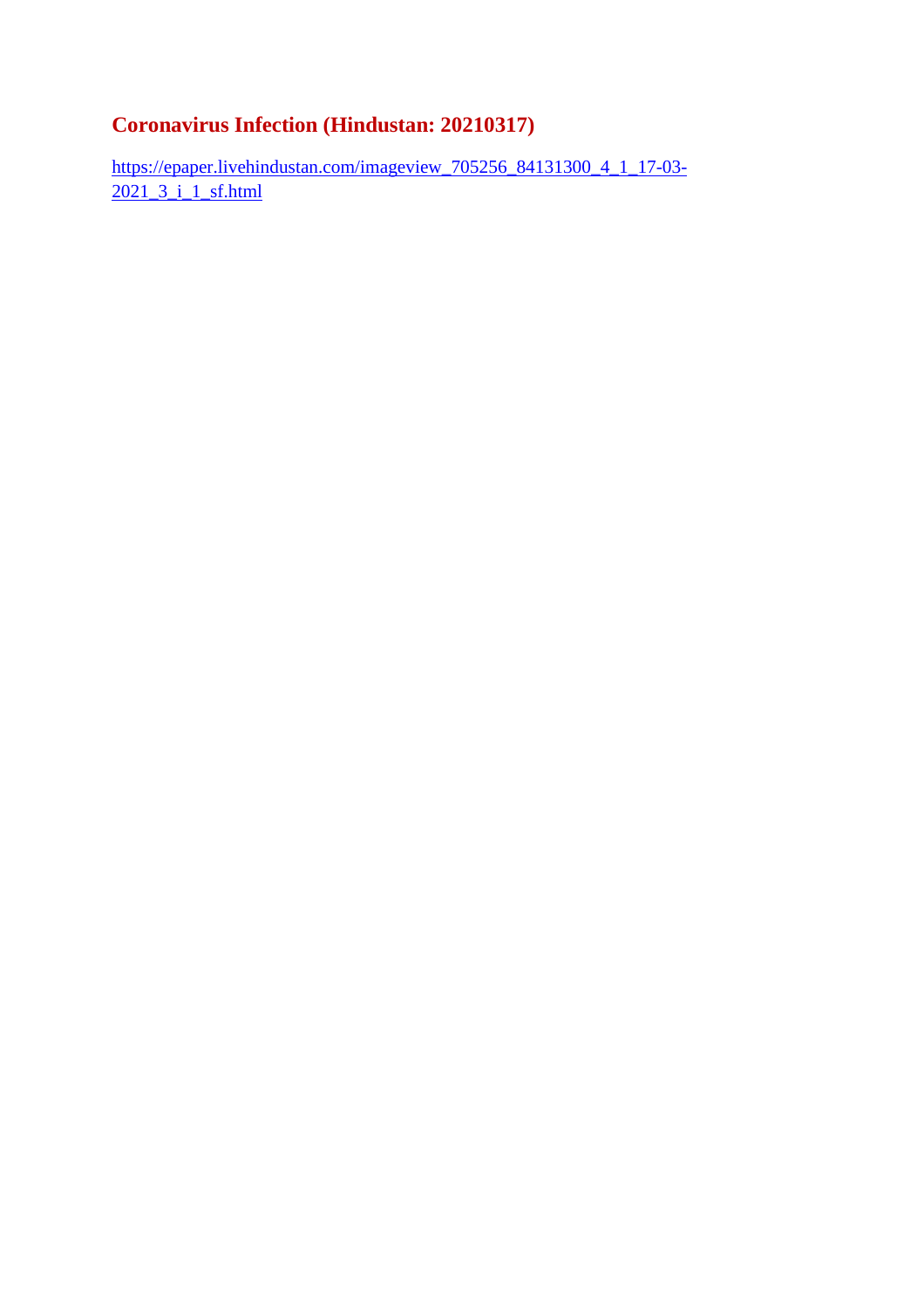## Coronavirus Infection (Hindustan: 20210317)

https://epaper.livehindustan.com/imageview_705256_84131300_4_1_17-03-2021_3_i_1_sf.html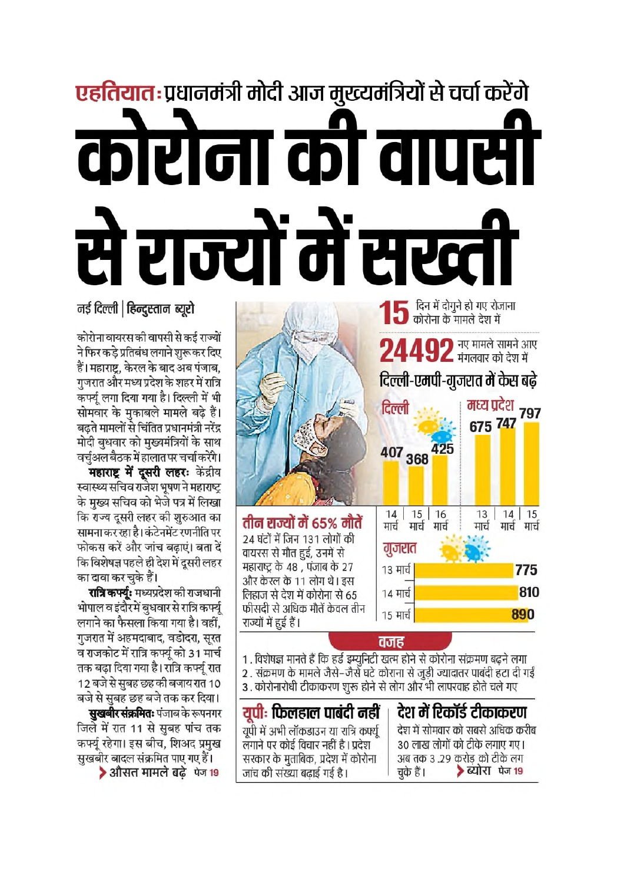**एहतियातः** प्रधानमंत्री मोदी आज मुख्यमंत्रियों से चर्चा करेंगे

# कोरोना की वापसी से राज्यों में सख्ती

नई दिल्ली | हिन्दुस्तान ब्यूरो

कोरोना वायरस की वापसी से कई राज्यों ने फिर कड़े प्रतिबंध लगाने शुरू कर दिए हैं। महाराष्ट्र, केरल के बाद अब पंजाब, गुजरात और मध्य प्रदेश के शहर में रात्रि कर्फ्यू लगा दिया गया है। दिल्ली में भी सोमवार के मुकाबले मामले बढ़े हैं। बढ़ते मामलों से चिंतित प्रधानमंत्री नरेंद्र मोदी बुधवार को मुख्यमंत्रियों के साथ वर्चुअल बैठक में हालात पर चर्चा करेंगे।

**महाराष्ट्र में दूसरी लहरः** केंद्रीय स्वास्थ्य सचिव राजेश भूषण ने महाराष्ट्र के मुख्य सचिव को भेजे पत्र में लिखा कि राज्य दूसरी लहर की शुरुआत का सामना कर रहा है। कंटेनमेंट रणनीति पर फोकस करें और जांच बढ़ाएं। बता दें कि विशेषज्ञ पहले ही देश में दूसरी लहर का दावा कर चुके हैं।

**रात्रि कर्फ्यूः** मध्यप्रदेश की राजधानी भोपाल व इंदौर में बुधवार से रात्रि कर्फ्यू लगाने का फैसला किया गया है। वहीं, गुजरात में अहमदाबाद, वडोदरा, सूरत व राजकोट में रात्रि कर्फ्यू को 31 मार्च तक बढ़ा दिया गया है। रात्रि कर्फ्यू रात 12 बजे से सुबह छह की बजाय रात 10 बजे से सुबह छह बजे तक कर दिया।

**सुखबीर संक्रमितः** पंजाब के रूपनगर जिले में रात 11 से सुबह पांच तक कर्फ्यू रहेगा। इस बीच, शिअद प्रमुख सुखबीर बादल संक्रमित पाए गए हैं।

➤ औसत मामले बढ़े पेज 19

**15** दिन में दोगुने हो गए रोजाना कोरोना के मामले देश में

**24492** नए मामले सामने आए मंगलवार को देश में

### दिल्ली-एमपी-गुजरात में केस बढ़े

दिल्ली

407 368 425

14 मार्च 15 मार्च 16 मार्च

मध्य प्रदेश

675 747 797

13 मार्च 14 मार्च 15 मार्च

गुजरात

13 मार्च 775

14 मार्च 810

15 मार्च 890

### तीन राज्यों में 65% मौतें

24 घंटों में जिन 131 लोगों की वायरस से मौत हुई, उनमें से महाराष्ट्र के 48, पंजाब के 27 और केरल के 11 लोग थे। इस लिहाज से देश में कोरोना से 65 फीसदी से अधिक मौतें केवल तीन राज्यों में हुई हैं।

### वजह

1. विशेषज्ञ मानते हैं कि हर्ड इम्युनिटी खत्म होने से कोरोना संक्रमण बढ़ने लगा
2. संक्रमण के मामले जैसे-जैसे घटे कोरोना से जुड़ी ज्यादातर पाबंदी हटा दी गईं
3. कोरोनारोधी टीकाकरण शुरू होने से लोग और भी लापरवाह होते चले गए

### यूपीः फिलहाल पाबंदी नहीं

यूपी में अभी लॉकडाउन या रात्रि कर्फ्यू लगाने पर कोई विचार नहीं है। प्रदेश सरकार के मुताबिक, प्रदेश में कोरोना जांच की संख्या बढ़ाई गई है।

### देश में रिकॉर्ड टीकाकरण

देश में सोमवार को सबसे अधिक करीब 30 लाख लोगों को टीके लगाए गए। अब तक 3.29 करोड़ को टीके लग चुके हैं।

➤ ब्योरा पेज 19